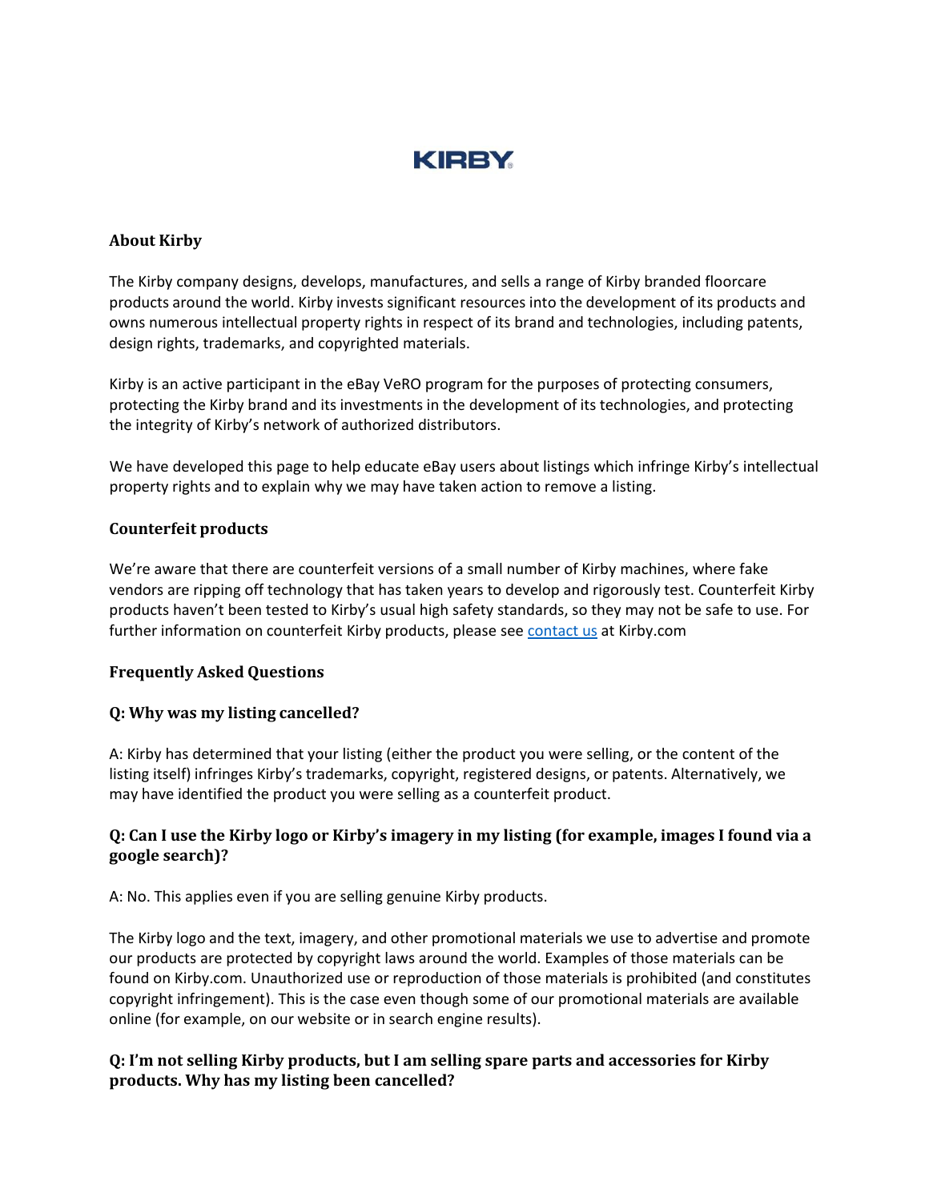# KIRBY

## About Kirby

The Kirby company designs, develops, manufactures, and sells a range of Kirby branded floorcare products around the world. Kirby invests significant resources into the development of its products and owns numerous intellectual property rights in respect of its brand and technologies, including patents, design rights, trademarks, and copyrighted materials.

Kirby is an active participant in the eBay VeRO program for the purposes of protecting consumers, protecting the Kirby brand and its investments in the development of its technologies, and protecting the integrity of Kirby's network of authorized distributors.

We have developed this page to help educate eBay users about listings which infringe Kirby's intellectual property rights and to explain why we may have taken action to remove a listing.

## Counterfeit products

We're aware that there are counterfeit versions of a small number of Kirby machines, where fake vendors are ripping off technology that has taken years to develop and rigorously test. Counterfeit Kirby products haven't been tested to Kirby's usual high safety standards, so they may not be safe to use. For further information on counterfeit Kirby products, please see contact us at Kirby.com

## Frequently Asked Questions

### Q: Why was my listing cancelled?

A: Kirby has determined that your listing (either the product you were selling, or the content of the listing itself) infringes Kirby's trademarks, copyright, registered designs, or patents. Alternatively, we may have identified the product you were selling as a counterfeit product.

### Q: Can I use the Kirby logo or Kirby's imagery in my listing (for example, images I found via a google search)?

A: No. This applies even if you are selling genuine Kirby products.

The Kirby logo and the text, imagery, and other promotional materials we use to advertise and promote our products are protected by copyright laws around the world. Examples of those materials can be found on Kirby.com. Unauthorized use or reproduction of those materials is prohibited (and constitutes copyright infringement). This is the case even though some of our promotional materials are available online (for example, on our website or in search engine results).

### Q: I'm not selling Kirby products, but I am selling spare parts and accessories for Kirby products. Why has my listing been cancelled?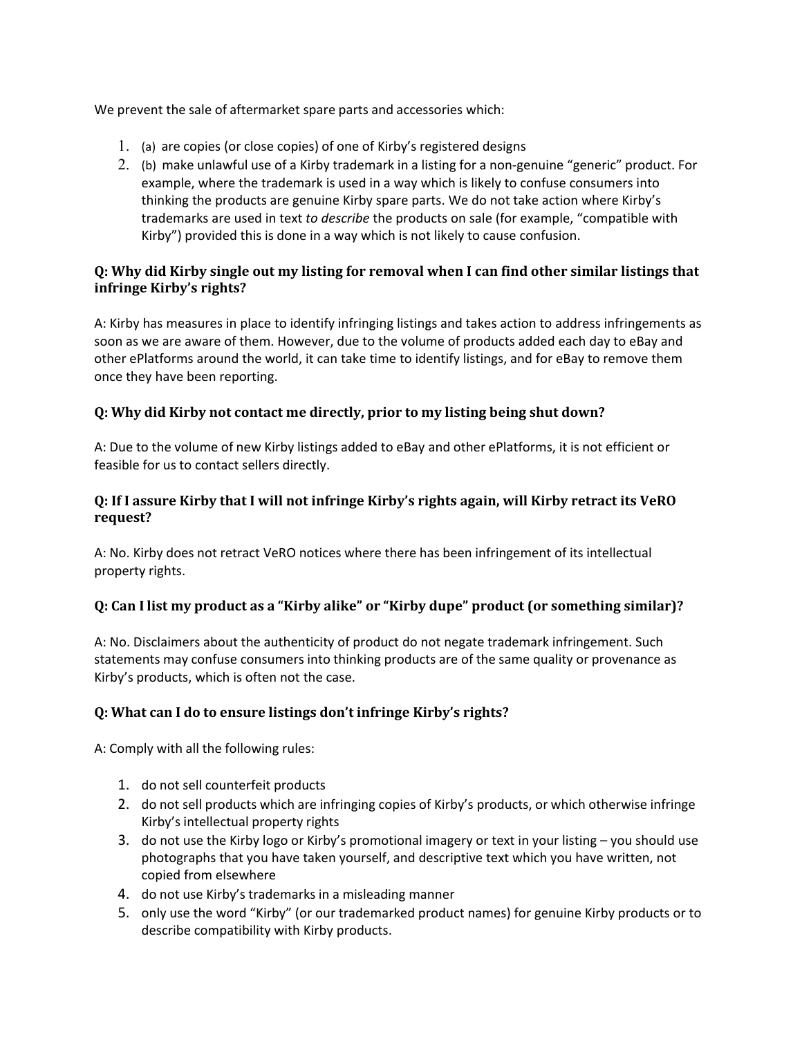We prevent the sale of aftermarket spare parts and accessories which:

1. (a) are copies (or close copies) of one of Kirby's registered designs
2. (b) make unlawful use of a Kirby trademark in a listing for a non-genuine "generic" product. For example, where the trademark is used in a way which is likely to confuse consumers into thinking the products are genuine Kirby spare parts. We do not take action where Kirby's trademarks are used in text *to describe* the products on sale (for example, "compatible with Kirby") provided this is done in a way which is not likely to cause confusion.

### Q: Why did Kirby single out my listing for removal when I can find other similar listings that infringe Kirby's rights?

A: Kirby has measures in place to identify infringing listings and takes action to address infringements as soon as we are aware of them. However, due to the volume of products added each day to eBay and other ePlatforms around the world, it can take time to identify listings, and for eBay to remove them once they have been reporting.

### Q: Why did Kirby not contact me directly, prior to my listing being shut down?

A: Due to the volume of new Kirby listings added to eBay and other ePlatforms, it is not efficient or feasible for us to contact sellers directly.

### Q: If I assure Kirby that I will not infringe Kirby's rights again, will Kirby retract its VeRO request?

A: No. Kirby does not retract VeRO notices where there has been infringement of its intellectual property rights.

### Q: Can I list my product as a "Kirby alike" or "Kirby dupe" product (or something similar)?

A: No. Disclaimers about the authenticity of product do not negate trademark infringement. Such statements may confuse consumers into thinking products are of the same quality or provenance as Kirby's products, which is often not the case.

### Q: What can I do to ensure listings don't infringe Kirby's rights?

A: Comply with all the following rules:

1. do not sell counterfeit products
2. do not sell products which are infringing copies of Kirby's products, or which otherwise infringe Kirby's intellectual property rights
3. do not use the Kirby logo or Kirby's promotional imagery or text in your listing – you should use photographs that you have taken yourself, and descriptive text which you have written, not copied from elsewhere
4. do not use Kirby's trademarks in a misleading manner
5. only use the word "Kirby" (or our trademarked product names) for genuine Kirby products or to describe compatibility with Kirby products.